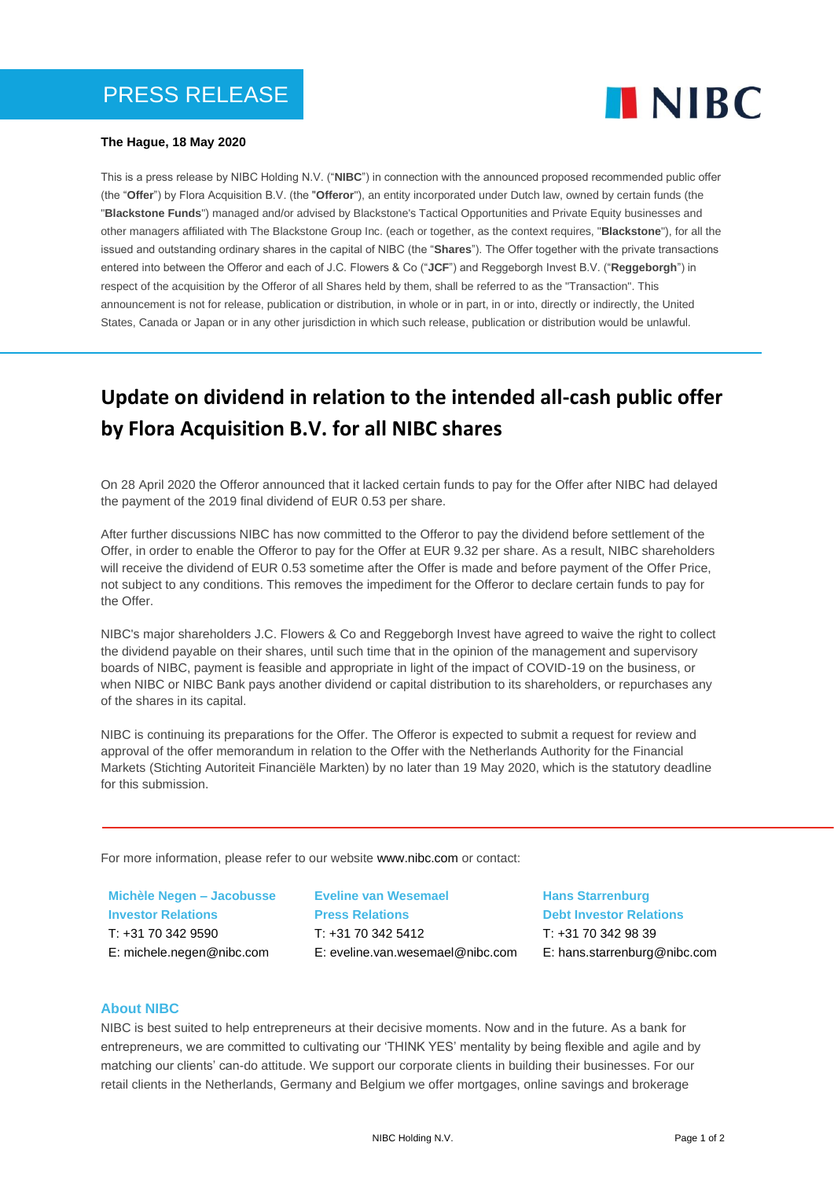PRESS RELEASE

NIBC

**The Hague, 18 May 2020**

This is a press release by NIBC Holding N.V. ("**NIBC**") in connection with the announced proposed recommended public offer (the "**Offer**") by Flora Acquisition B.V. (the "**Offeror**"), an entity incorporated under Dutch law, owned by certain funds (the "**Blackstone Funds**") managed and/or advised by Blackstone's Tactical Opportunities and Private Equity businesses and other managers affiliated with The Blackstone Group Inc. (each or together, as the context requires, "**Blackstone**"), for all the issued and outstanding ordinary shares in the capital of NIBC (the "**Shares**"). The Offer together with the private transactions entered into between the Offeror and each of J.C. Flowers & Co ("**JCF**") and Reggeborgh Invest B.V. ("**Reggeborgh**") in respect of the acquisition by the Offeror of all Shares held by them, shall be referred to as the "Transaction". This announcement is not for release, publication or distribution, in whole or in part, in or into, directly or indirectly, the United States, Canada or Japan or in any other jurisdiction in which such release, publication or distribution would be unlawful.

# Update on dividend in relation to the intended all-cash public offer by Flora Acquisition B.V. for all NIBC shares

On 28 April 2020 the Offeror announced that it lacked certain funds to pay for the Offer after NIBC had delayed the payment of the 2019 final dividend of EUR 0.53 per share.

After further discussions NIBC has now committed to the Offeror to pay the dividend before settlement of the Offer, in order to enable the Offeror to pay for the Offer at EUR 9.32 per share. As a result, NIBC shareholders will receive the dividend of EUR 0.53 sometime after the Offer is made and before payment of the Offer Price, not subject to any conditions. This removes the impediment for the Offeror to declare certain funds to pay for the Offer.

NIBC's major shareholders J.C. Flowers & Co and Reggeborgh Invest have agreed to waive the right to collect the dividend payable on their shares, until such time that in the opinion of the management and supervisory boards of NIBC, payment is feasible and appropriate in light of the impact of COVID-19 on the business, or when NIBC or NIBC Bank pays another dividend or capital distribution to its shareholders, or repurchases any of the shares in its capital.

NIBC is continuing its preparations for the Offer. The Offeror is expected to submit a request for review and approval of the offer memorandum in relation to the Offer with the Netherlands Authority for the Financial Markets (Stichting Autoriteit Financiële Markten) by no later than 19 May 2020, which is the statutory deadline for this submission.

---

For more information, please refer to our website www.nibc.com or contact:

**Michèle Negen – Jacobusse**
**Investor Relations**
T: +31 70 342 9590
E: michele.negen@nibc.com

**Eveline van Wesemael**
**Press Relations**
T: +31 70 342 5412
E: eveline.van.wesemael@nibc.com

**Hans Starrenburg**
**Debt Investor Relations**
T: +31 70 342 98 39
E: hans.starrenburg@nibc.com

### About NIBC

NIBC is best suited to help entrepreneurs at their decisive moments. Now and in the future. As a bank for entrepreneurs, we are committed to cultivating our 'THINK YES' mentality by being flexible and agile and by matching our clients' can-do attitude. We support our corporate clients in building their businesses. For our retail clients in the Netherlands, Germany and Belgium we offer mortgages, online savings and brokerage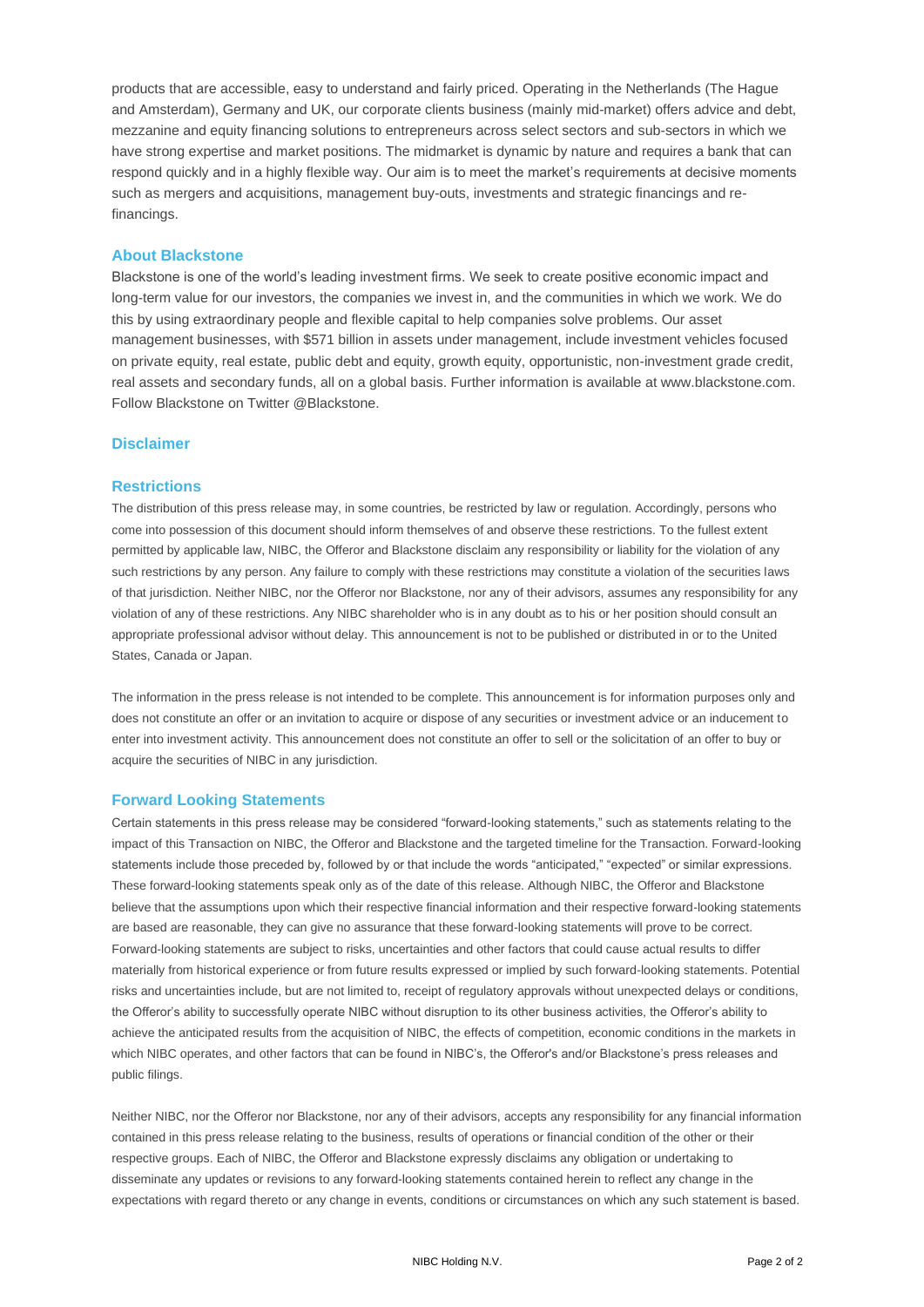products that are accessible, easy to understand and fairly priced. Operating in the Netherlands (The Hague and Amsterdam), Germany and UK, our corporate clients business (mainly mid-market) offers advice and debt, mezzanine and equity financing solutions to entrepreneurs across select sectors and sub-sectors in which we have strong expertise and market positions. The midmarket is dynamic by nature and requires a bank that can respond quickly and in a highly flexible way. Our aim is to meet the market's requirements at decisive moments such as mergers and acquisitions, management buy-outs, investments and strategic financings and re-financings.

## About Blackstone

Blackstone is one of the world's leading investment firms. We seek to create positive economic impact and long-term value for our investors, the companies we invest in, and the communities in which we work. We do this by using extraordinary people and flexible capital to help companies solve problems. Our asset management businesses, with $571 billion in assets under management, include investment vehicles focused on private equity, real estate, public debt and equity, growth equity, opportunistic, non-investment grade credit, real assets and secondary funds, all on a global basis. Further information is available at www.blackstone.com. Follow Blackstone on Twitter @Blackstone.

## Disclaimer

## Restrictions

The distribution of this press release may, in some countries, be restricted by law or regulation. Accordingly, persons who come into possession of this document should inform themselves of and observe these restrictions. To the fullest extent permitted by applicable law, NIBC, the Offeror and Blackstone disclaim any responsibility or liability for the violation of any such restrictions by any person. Any failure to comply with these restrictions may constitute a violation of the securities laws of that jurisdiction. Neither NIBC, nor the Offeror nor Blackstone, nor any of their advisors, assumes any responsibility for any violation of any of these restrictions. Any NIBC shareholder who is in any doubt as to his or her position should consult an appropriate professional advisor without delay. This announcement is not to be published or distributed in or to the United States, Canada or Japan.

The information in the press release is not intended to be complete. This announcement is for information purposes only and does not constitute an offer or an invitation to acquire or dispose of any securities or investment advice or an inducement to enter into investment activity. This announcement does not constitute an offer to sell or the solicitation of an offer to buy or acquire the securities of NIBC in any jurisdiction.

## Forward Looking Statements

Certain statements in this press release may be considered "forward-looking statements," such as statements relating to the impact of this Transaction on NIBC, the Offeror and Blackstone and the targeted timeline for the Transaction. Forward-looking statements include those preceded by, followed by or that include the words "anticipated," "expected" or similar expressions. These forward-looking statements speak only as of the date of this release. Although NIBC, the Offeror and Blackstone believe that the assumptions upon which their respective financial information and their respective forward-looking statements are based are reasonable, they can give no assurance that these forward-looking statements will prove to be correct. Forward-looking statements are subject to risks, uncertainties and other factors that could cause actual results to differ materially from historical experience or from future results expressed or implied by such forward-looking statements. Potential risks and uncertainties include, but are not limited to, receipt of regulatory approvals without unexpected delays or conditions, the Offeror's ability to successfully operate NIBC without disruption to its other business activities, the Offeror's ability to achieve the anticipated results from the acquisition of NIBC, the effects of competition, economic conditions in the markets in which NIBC operates, and other factors that can be found in NIBC's, the Offeror's and/or Blackstone's press releases and public filings.

Neither NIBC, nor the Offeror nor Blackstone, nor any of their advisors, accepts any responsibility for any financial information contained in this press release relating to the business, results of operations or financial condition of the other or their respective groups. Each of NIBC, the Offeror and Blackstone expressly disclaims any obligation or undertaking to disseminate any updates or revisions to any forward-looking statements contained herein to reflect any change in the expectations with regard thereto or any change in events, conditions or circumstances on which any such statement is based.